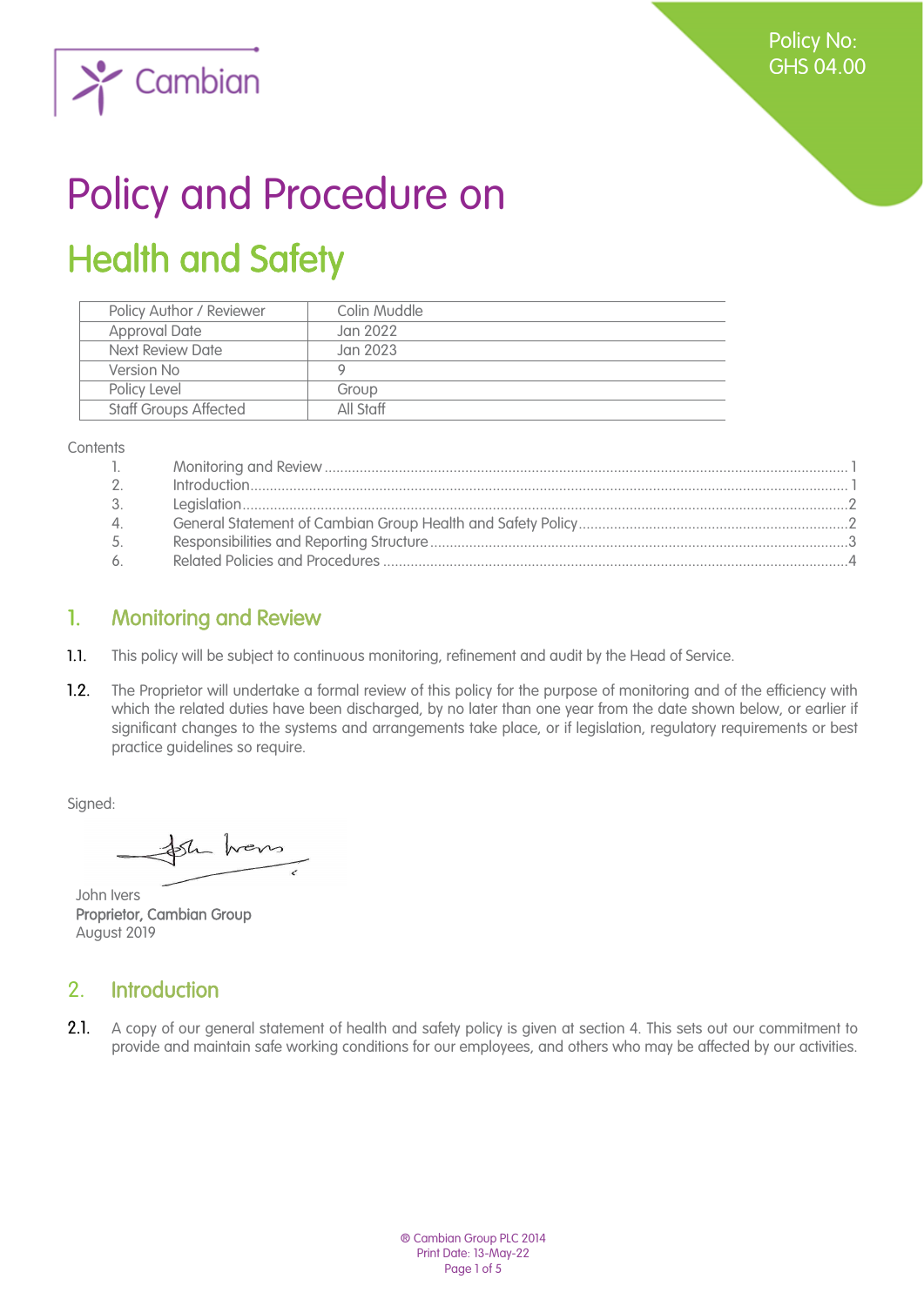Policy No: GHS 04.00

# Policy and Procedure on

# Health and Safety

| Policy Author / Reviewer | Colin Muddle |
|---|---|
| Approval Date | Jan 2022 |
| Next Review Date | Jan 2023 |
| Version No | 9 |
| Policy Level | Group |
| Staff Groups Affected | All Staff |

Contents

1. Monitoring and Review ..... 1
2. Introduction ..... 1
3. Legislation ..... 2
4. General Statement of Cambian Group Health and Safety Policy ..... 2
5. Responsibilities and Reporting Structure ..... 3
6. Related Policies and Procedures ..... 4

## 1. Monitoring and Review

**1.1.** This policy will be subject to continuous monitoring, refinement and audit by the Head of Service.

**1.2.** The Proprietor will undertake a formal review of this policy for the purpose of monitoring and of the efficiency with which the related duties have been discharged, by no later than one year from the date shown below, or earlier if significant changes to the systems and arrangements take place, or if legislation, regulatory requirements or best practice guidelines so require.

Signed:

John Ivers
**Proprietor, Cambian Group**
August 2019

## 2. Introduction

**2.1.** A copy of our general statement of health and safety policy is given at section 4. This sets out our commitment to provide and maintain safe working conditions for our employees, and others who may be affected by our activities.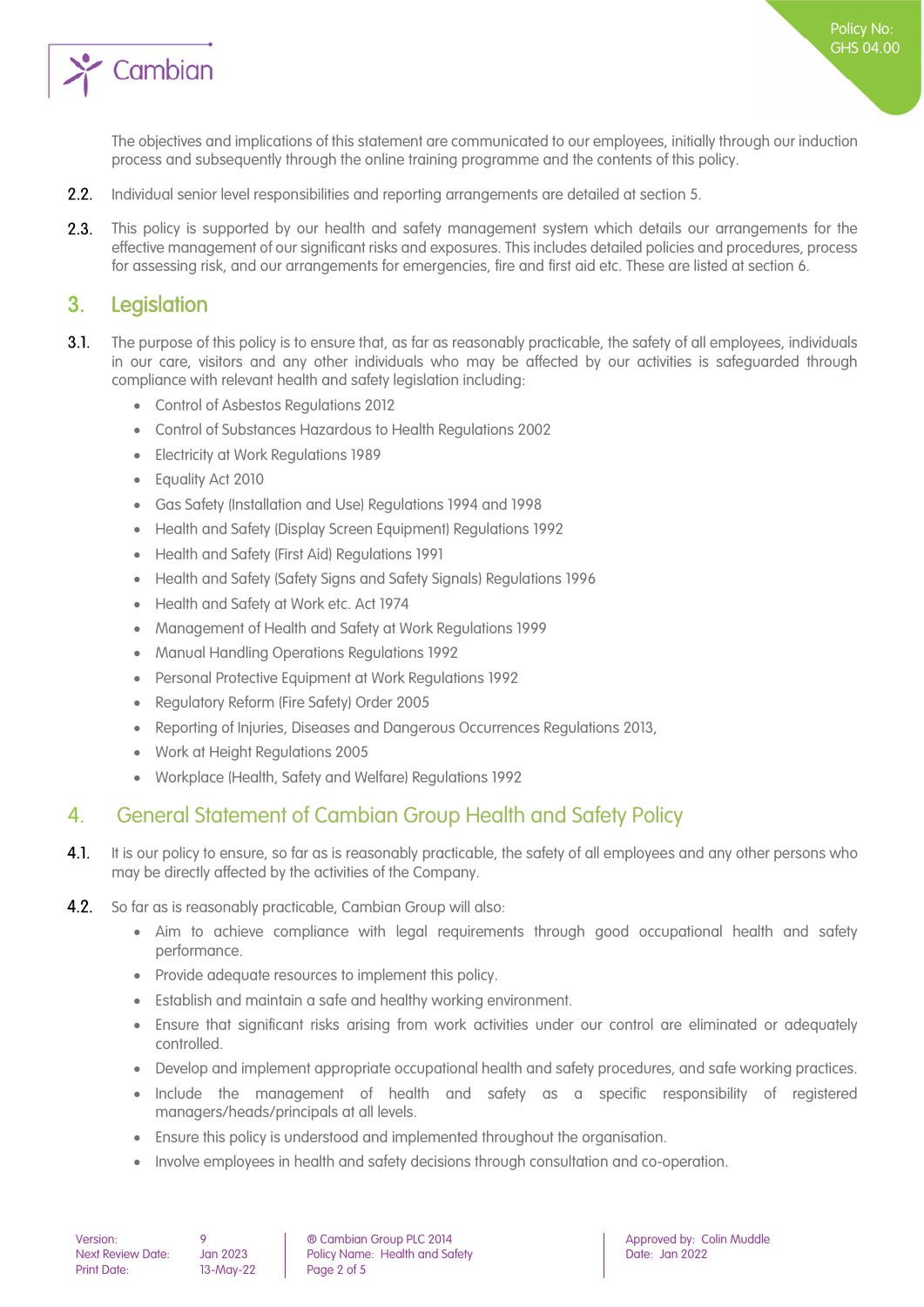The objectives and implications of this statement are communicated to our employees, initially through our induction process and subsequently through the online training programme and the contents of this policy.

**2.2.** Individual senior level responsibilities and reporting arrangements are detailed at section 5.

**2.3.** This policy is supported by our health and safety management system which details our arrangements for the effective management of our significant risks and exposures. This includes detailed policies and procedures, process for assessing risk, and our arrangements for emergencies, fire and first aid etc. These are listed at section 6.

## 3. Legislation

**3.1.** The purpose of this policy is to ensure that, as far as reasonably practicable, the safety of all employees, individuals in our care, visitors and any other individuals who may be affected by our activities is safeguarded through compliance with relevant health and safety legislation including:

- Control of Asbestos Regulations 2012
- Control of Substances Hazardous to Health Regulations 2002
- Electricity at Work Regulations 1989
- Equality Act 2010
- Gas Safety (Installation and Use) Regulations 1994 and 1998
- Health and Safety (Display Screen Equipment) Regulations 1992
- Health and Safety (First Aid) Regulations 1991
- Health and Safety (Safety Signs and Safety Signals) Regulations 1996
- Health and Safety at Work etc. Act 1974
- Management of Health and Safety at Work Regulations 1999
- Manual Handling Operations Regulations 1992
- Personal Protective Equipment at Work Regulations 1992
- Regulatory Reform (Fire Safety) Order 2005
- Reporting of Injuries, Diseases and Dangerous Occurrences Regulations 2013,
- Work at Height Regulations 2005
- Workplace (Health, Safety and Welfare) Regulations 1992

## 4. General Statement of Cambian Group Health and Safety Policy

**4.1.** It is our policy to ensure, so far as is reasonably practicable, the safety of all employees and any other persons who may be directly affected by the activities of the Company.

**4.2.** So far as is reasonably practicable, Cambian Group will also:

- Aim to achieve compliance with legal requirements through good occupational health and safety performance.
- Provide adequate resources to implement this policy.
- Establish and maintain a safe and healthy working environment.
- Ensure that significant risks arising from work activities under our control are eliminated or adequately controlled.
- Develop and implement appropriate occupational health and safety procedures, and safe working practices.
- Include the management of health and safety as a specific responsibility of registered managers/heads/principals at all levels.
- Ensure this policy is understood and implemented throughout the organisation.
- Involve employees in health and safety decisions through consultation and co-operation.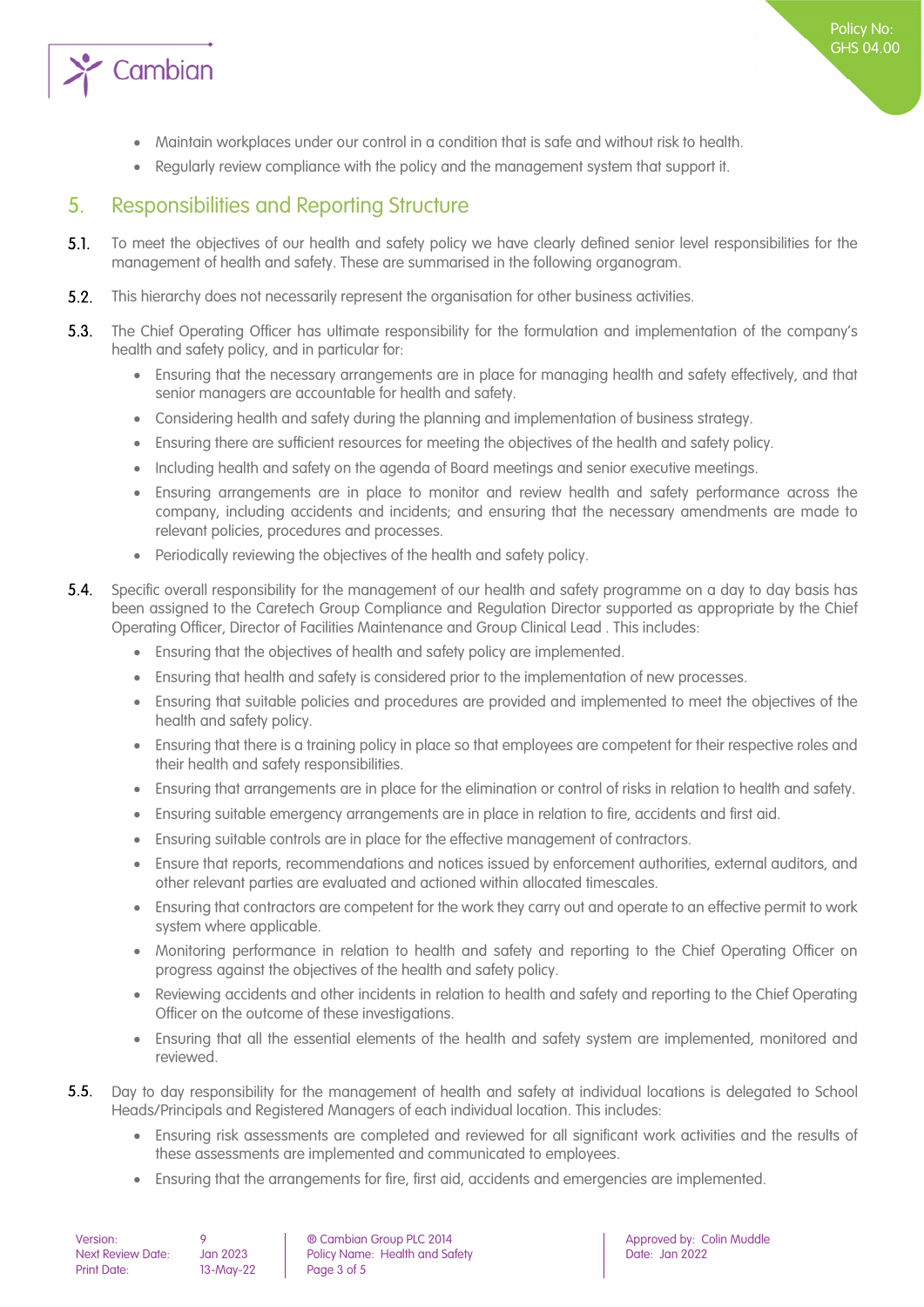- Maintain workplaces under our control in a condition that is safe and without risk to health.
- Regularly review compliance with the policy and the management system that support it.

## 5. Responsibilities and Reporting Structure

**5.1.** To meet the objectives of our health and safety policy we have clearly defined senior level responsibilities for the management of health and safety. These are summarised in the following organogram.

**5.2.** This hierarchy does not necessarily represent the organisation for other business activities.

**5.3.** The Chief Operating Officer has ultimate responsibility for the formulation and implementation of the company's health and safety policy, and in particular for:

- Ensuring that the necessary arrangements are in place for managing health and safety effectively, and that senior managers are accountable for health and safety.
- Considering health and safety during the planning and implementation of business strategy.
- Ensuring there are sufficient resources for meeting the objectives of the health and safety policy.
- Including health and safety on the agenda of Board meetings and senior executive meetings.
- Ensuring arrangements are in place to monitor and review health and safety performance across the company, including accidents and incidents; and ensuring that the necessary amendments are made to relevant policies, procedures and processes.
- Periodically reviewing the objectives of the health and safety policy.

**5.4.** Specific overall responsibility for the management of our health and safety programme on a day to day basis has been assigned to the Caretech Group Compliance and Regulation Director supported as appropriate by the Chief Operating Officer, Director of Facilities Maintenance and Group Clinical Lead . This includes:

- Ensuring that the objectives of health and safety policy are implemented.
- Ensuring that health and safety is considered prior to the implementation of new processes.
- Ensuring that suitable policies and procedures are provided and implemented to meet the objectives of the health and safety policy.
- Ensuring that there is a training policy in place so that employees are competent for their respective roles and their health and safety responsibilities.
- Ensuring that arrangements are in place for the elimination or control of risks in relation to health and safety.
- Ensuring suitable emergency arrangements are in place in relation to fire, accidents and first aid.
- Ensuring suitable controls are in place for the effective management of contractors.
- Ensure that reports, recommendations and notices issued by enforcement authorities, external auditors, and other relevant parties are evaluated and actioned within allocated timescales.
- Ensuring that contractors are competent for the work they carry out and operate to an effective permit to work system where applicable.
- Monitoring performance in relation to health and safety and reporting to the Chief Operating Officer on progress against the objectives of the health and safety policy.
- Reviewing accidents and other incidents in relation to health and safety and reporting to the Chief Operating Officer on the outcome of these investigations.
- Ensuring that all the essential elements of the health and safety system are implemented, monitored and reviewed.

**5.5.** Day to day responsibility for the management of health and safety at individual locations is delegated to School Heads/Principals and Registered Managers of each individual location. This includes:

- Ensuring risk assessments are completed and reviewed for all significant work activities and the results of these assessments are implemented and communicated to employees.
- Ensuring that the arrangements for fire, first aid, accidents and emergencies are implemented.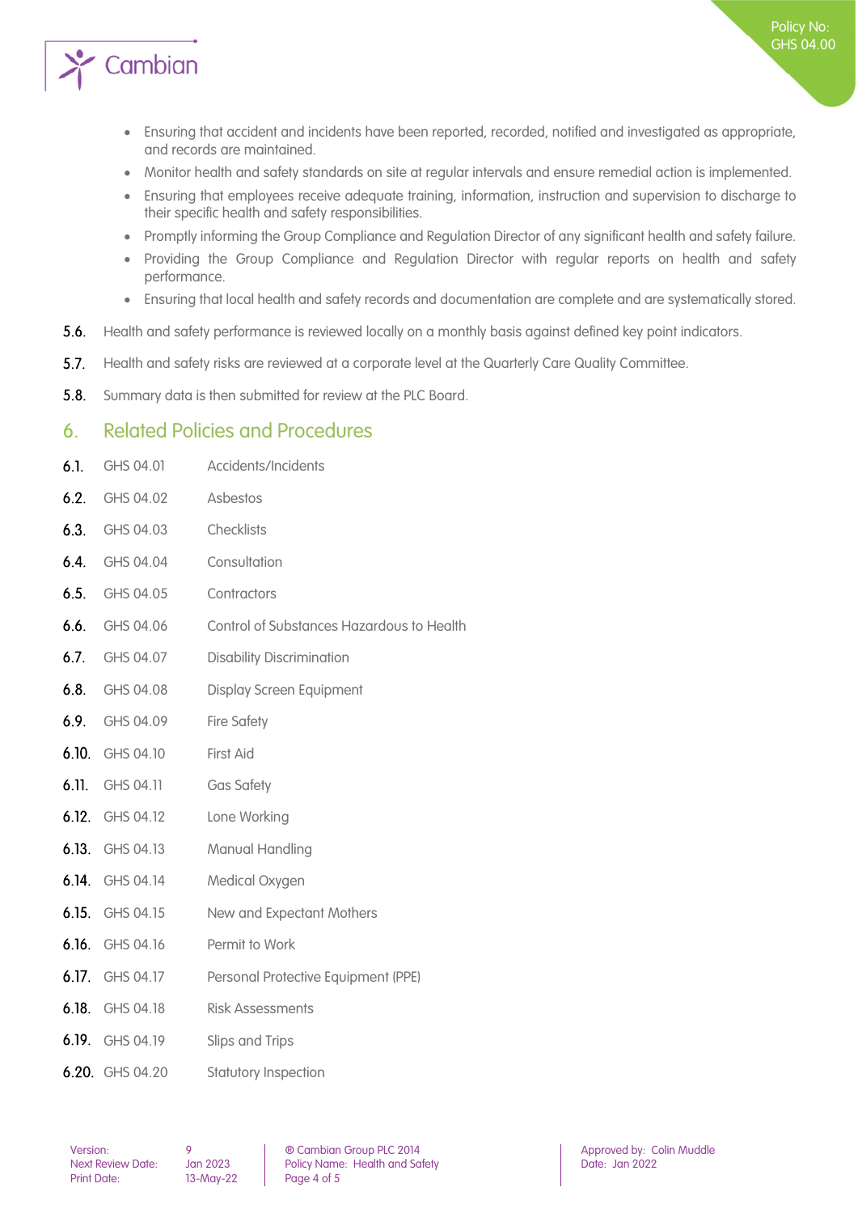- Ensuring that accident and incidents have been reported, recorded, notified and investigated as appropriate, and records are maintained.
- Monitor health and safety standards on site at regular intervals and ensure remedial action is implemented.
- Ensuring that employees receive adequate training, information, instruction and supervision to discharge to their specific health and safety responsibilities.
- Promptly informing the Group Compliance and Regulation Director of any significant health and safety failure.
- Providing the Group Compliance and Regulation Director with regular reports on health and safety performance.
- Ensuring that local health and safety records and documentation are complete and are systematically stored.

**5.6.** Health and safety performance is reviewed locally on a monthly basis against defined key point indicators.

**5.7.** Health and safety risks are reviewed at a corporate level at the Quarterly Care Quality Committee.

**5.8.** Summary data is then submitted for review at the PLC Board.

## 6. Related Policies and Procedures

**6.1.** GHS 04.01 Accidents/Incidents

**6.2.** GHS 04.02 Asbestos

**6.3.** GHS 04.03 Checklists

**6.4.** GHS 04.04 Consultation

**6.5.** GHS 04.05 Contractors

**6.6.** GHS 04.06 Control of Substances Hazardous to Health

**6.7.** GHS 04.07 Disability Discrimination

**6.8.** GHS 04.08 Display Screen Equipment

**6.9.** GHS 04.09 Fire Safety

**6.10.** GHS 04.10 First Aid

**6.11.** GHS 04.11 Gas Safety

**6.12.** GHS 04.12 Lone Working

**6.13.** GHS 04.13 Manual Handling

**6.14.** GHS 04.14 Medical Oxygen

**6.15.** GHS 04.15 New and Expectant Mothers

**6.16.** GHS 04.16 Permit to Work

**6.17.** GHS 04.17 Personal Protective Equipment (PPE)

**6.18.** GHS 04.18 Risk Assessments

**6.19.** GHS 04.19 Slips and Trips

**6.20.** GHS 04.20 Statutory Inspection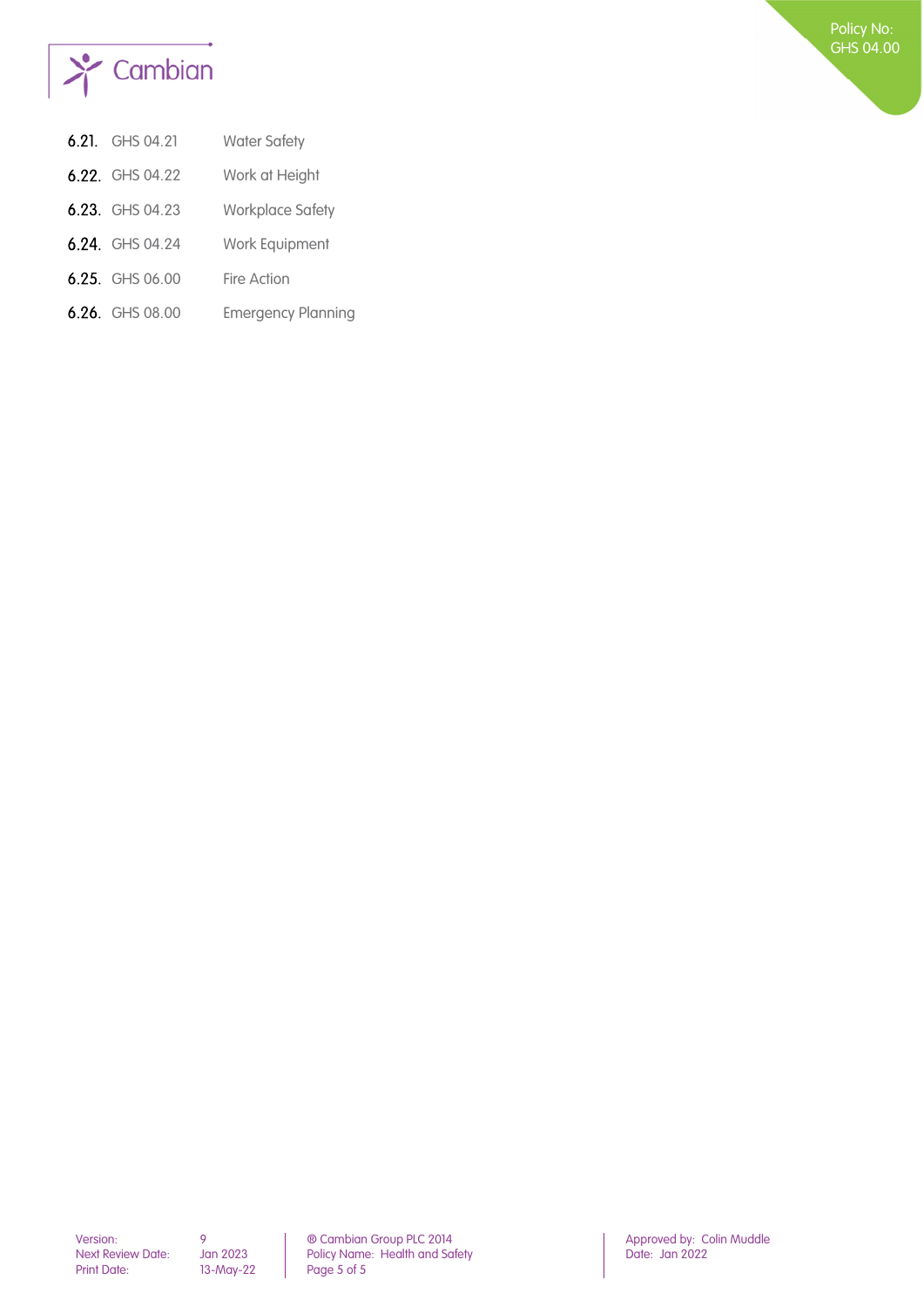6.21. GHS 04.21 Water Safety

6.22. GHS 04.22 Work at Height

6.23. GHS 04.23 Workplace Safety

6.24. GHS 04.24 Work Equipment

6.25. GHS 06.00 Fire Action

6.26. GHS 08.00 Emergency Planning